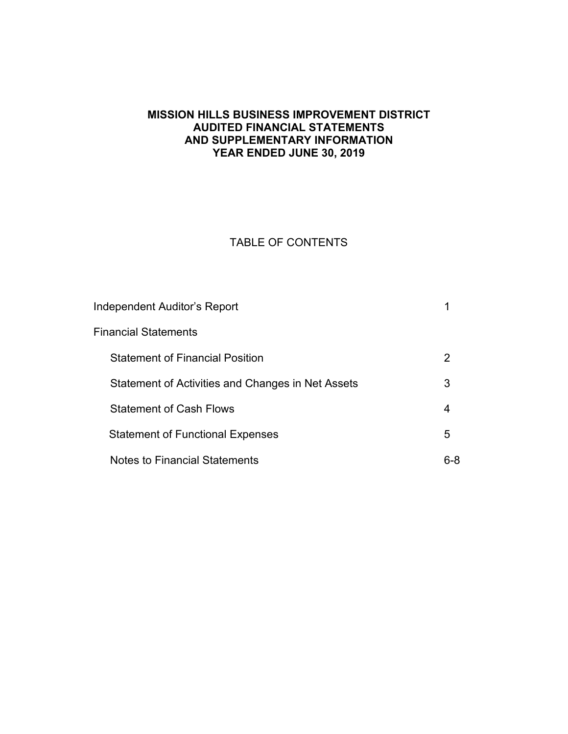# MISSION HILLS BUSINESS IMPROVEMENT DISTRICT
# AUDITED FINANCIAL STATEMENTS
# AND SUPPLEMENTARY INFORMATION
# YEAR ENDED JUNE 30, 2019

## TABLE OF CONTENTS

| | |
|---|---|
| Independent Auditor's Report | 1 |
| Financial Statements | |
| Statement of Financial Position | 2 |
| Statement of Activities and Changes in Net Assets | 3 |
| Statement of Cash Flows | 4 |
| Statement of Functional Expenses | 5 |
| Notes to Financial Statements | 6-8 |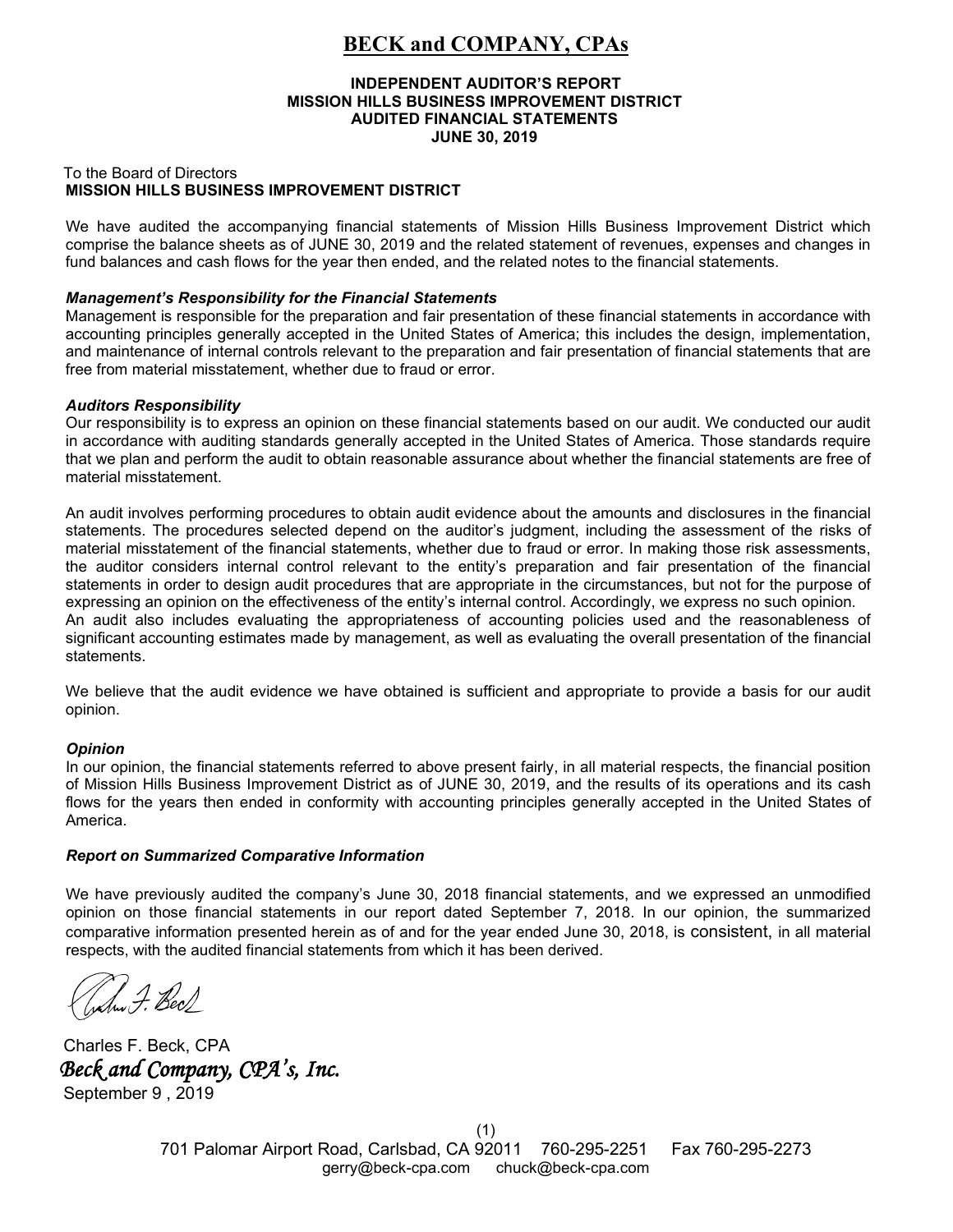# BECK and COMPANY, CPAs

**INDEPENDENT AUDITOR'S REPORT**
**MISSION HILLS BUSINESS IMPROVEMENT DISTRICT**
**AUDITED FINANCIAL STATEMENTS**
**JUNE 30, 2019**

To the Board of Directors
**MISSION HILLS BUSINESS IMPROVEMENT DISTRICT**

We have audited the accompanying financial statements of Mission Hills Business Improvement District which comprise the balance sheets as of JUNE 30, 2019 and the related statement of revenues, expenses and changes in fund balances and cash flows for the year then ended, and the related notes to the financial statements.

***Management's Responsibility for the Financial Statements***
Management is responsible for the preparation and fair presentation of these financial statements in accordance with accounting principles generally accepted in the United States of America; this includes the design, implementation, and maintenance of internal controls relevant to the preparation and fair presentation of financial statements that are free from material misstatement, whether due to fraud or error.

***Auditors Responsibility***
Our responsibility is to express an opinion on these financial statements based on our audit. We conducted our audit in accordance with auditing standards generally accepted in the United States of America. Those standards require that we plan and perform the audit to obtain reasonable assurance about whether the financial statements are free of material misstatement.

An audit involves performing procedures to obtain audit evidence about the amounts and disclosures in the financial statements. The procedures selected depend on the auditor's judgment, including the assessment of the risks of material misstatement of the financial statements, whether due to fraud or error. In making those risk assessments, the auditor considers internal control relevant to the entity's preparation and fair presentation of the financial statements in order to design audit procedures that are appropriate in the circumstances, but not for the purpose of expressing an opinion on the effectiveness of the entity's internal control. Accordingly, we express no such opinion. An audit also includes evaluating the appropriateness of accounting policies used and the reasonableness of significant accounting estimates made by management, as well as evaluating the overall presentation of the financial statements.

We believe that the audit evidence we have obtained is sufficient and appropriate to provide a basis for our audit opinion.

***Opinion***
In our opinion, the financial statements referred to above present fairly, in all material respects, the financial position of Mission Hills Business Improvement District as of JUNE 30, 2019, and the results of its operations and its cash flows for the years then ended in conformity with accounting principles generally accepted in the United States of America.

***Report on Summarized Comparative Information***

We have previously audited the company's June 30, 2018 financial statements, and we expressed an unmodified opinion on those financial statements in our report dated September 7, 2018. In our opinion, the summarized comparative information presented herein as of and for the year ended June 30, 2018, is consistent, in all material respects, with the audited financial statements from which it has been derived.

Charles F. Beck, CPA
*Beck and Company, CPA's, Inc.*
September 9 , 2019

701 Palomar Airport Road, Carlsbad, CA 92011 760-295-2251 Fax 760-295-2273
gerry@beck-cpa.com chuck@beck-cpa.com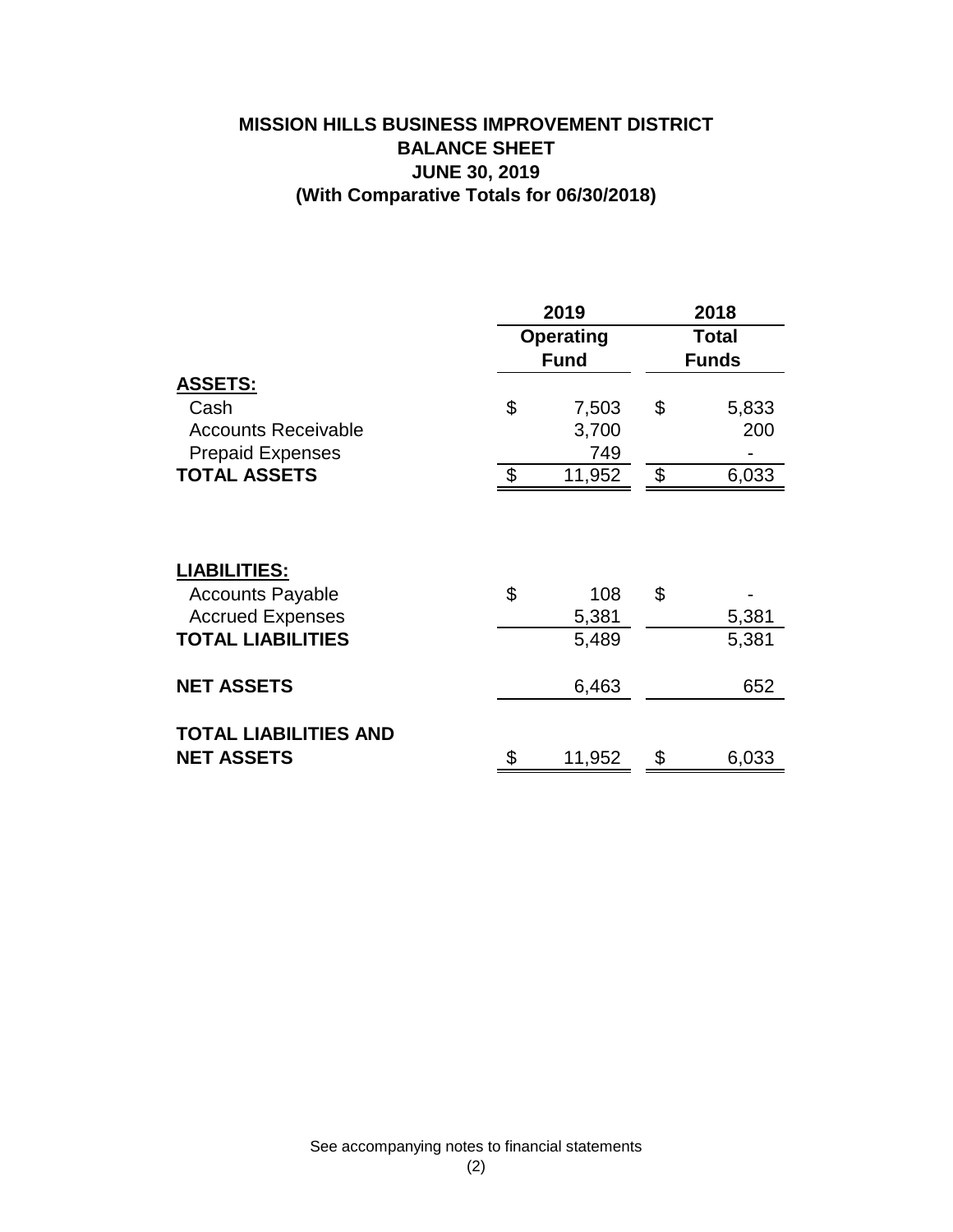# MISSION HILLS BUSINESS IMPROVEMENT DISTRICT
## BALANCE SHEET
## JUNE 30, 2019
## (With Comparative Totals for 06/30/2018)

| | 2019 Operating Fund | 2018 Total Funds |
|---|---|---|
| **ASSETS:** | | |
| Cash | $ 7,503 | $ 5,833 |
| Accounts Receivable | 3,700 | 200 |
| Prepaid Expenses | 749 | - |
| **TOTAL ASSETS** | $ 11,952 | $ 6,033 |
| | | |
| **LIABILITIES:** | | |
| Accounts Payable | $ 108 | $ - |
| Accrued Expenses | 5,381 | 5,381 |
| **TOTAL LIABILITIES** | 5,489 | 5,381 |
| | | |
| **NET ASSETS** | 6,463 | 652 |
| | | |
| **TOTAL LIABILITIES AND NET ASSETS** | $ 11,952 | $ 6,033 |

See accompanying notes to financial statements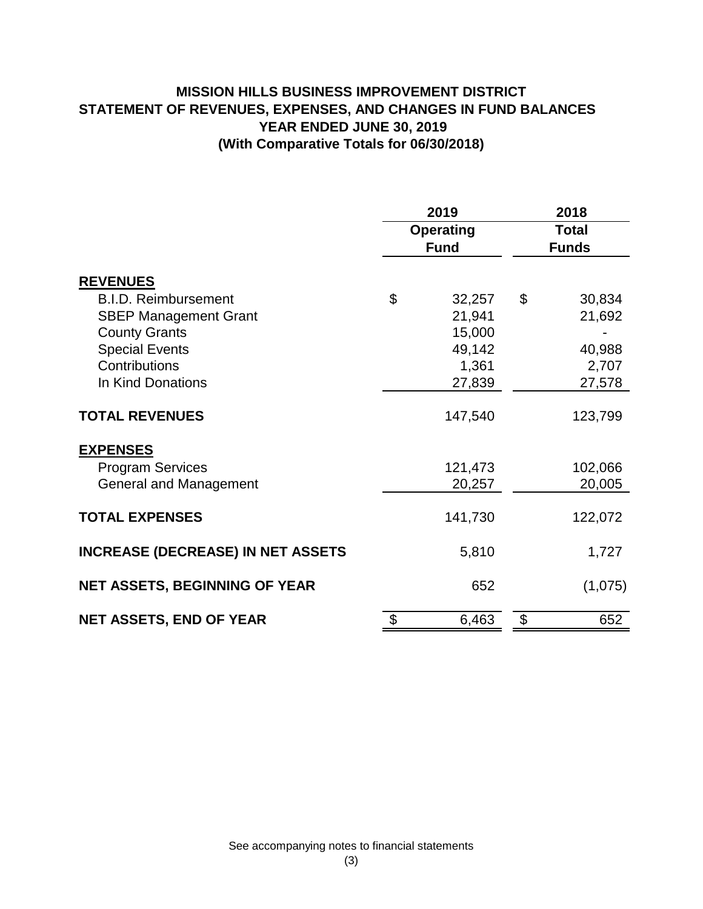# MISSION HILLS BUSINESS IMPROVEMENT DISTRICT
## STATEMENT OF REVENUES, EXPENSES, AND CHANGES IN FUND BALANCES
### YEAR ENDED JUNE 30, 2019
### (With Comparative Totals for 06/30/2018)

| | 2019 Operating Fund | 2018 Total Funds |
|---|---|---|
| **REVENUES** | | |
| B.I.D. Reimbursement | $ 32,257 | $ 30,834 |
| SBEP Management Grant | 21,941 | 21,692 |
| County Grants | 15,000 | - |
| Special Events | 49,142 | 40,988 |
| Contributions | 1,361 | 2,707 |
| In Kind Donations | 27,839 | 27,578 |
| **TOTAL REVENUES** | 147,540 | 123,799 |
| **EXPENSES** | | |
| Program Services | 121,473 | 102,066 |
| General and Management | 20,257 | 20,005 |
| **TOTAL EXPENSES** | 141,730 | 122,072 |
| **INCREASE (DECREASE) IN NET ASSETS** | 5,810 | 1,727 |
| **NET ASSETS, BEGINNING OF YEAR** | 652 | (1,075) |
| **NET ASSETS, END OF YEAR** | $ 6,463 | $ 652 |

See accompanying notes to financial statements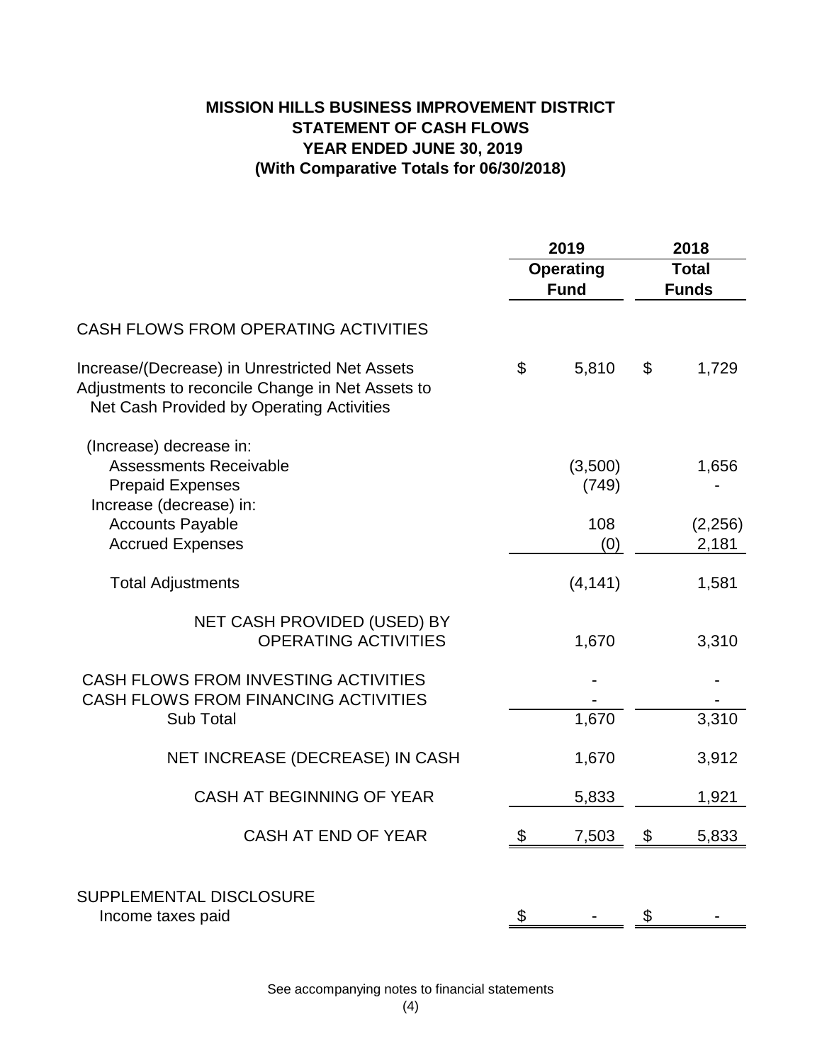# MISSION HILLS BUSINESS IMPROVEMENT DISTRICT
## STATEMENT OF CASH FLOWS
## YEAR ENDED JUNE 30, 2019
## (With Comparative Totals for 06/30/2018)

| | 2019 Operating Fund | 2018 Total Funds |
|---|---|---|
| CASH FLOWS FROM OPERATING ACTIVITIES | | |
| Increase/(Decrease) in Unrestricted Net Assets | $ 5,810 | $ 1,729 |
| Adjustments to reconcile Change in Net Assets to Net Cash Provided by Operating Activities | | |
| (Increase) decrease in: | | |
| Assessments Receivable | (3,500) | 1,656 |
| Prepaid Expenses | (749) | - |
| Increase (decrease) in: | | |
| Accounts Payable | 108 | (2,256) |
| Accrued Expenses | (0) | 2,181 |
| Total Adjustments | (4,141) | 1,581 |
| NET CASH PROVIDED (USED) BY OPERATING ACTIVITIES | 1,670 | 3,310 |
| CASH FLOWS FROM INVESTING ACTIVITIES | - | - |
| CASH FLOWS FROM FINANCING ACTIVITIES | - | - |
| Sub Total | 1,670 | 3,310 |
| NET INCREASE (DECREASE) IN CASH | 1,670 | 3,912 |
| CASH AT BEGINNING OF YEAR | 5,833 | 1,921 |
| CASH AT END OF YEAR | $ 7,503 | $ 5,833 |
| SUPPLEMENTAL DISCLOSURE | | |
| Income taxes paid | $ - | $ - |

See accompanying notes to financial statements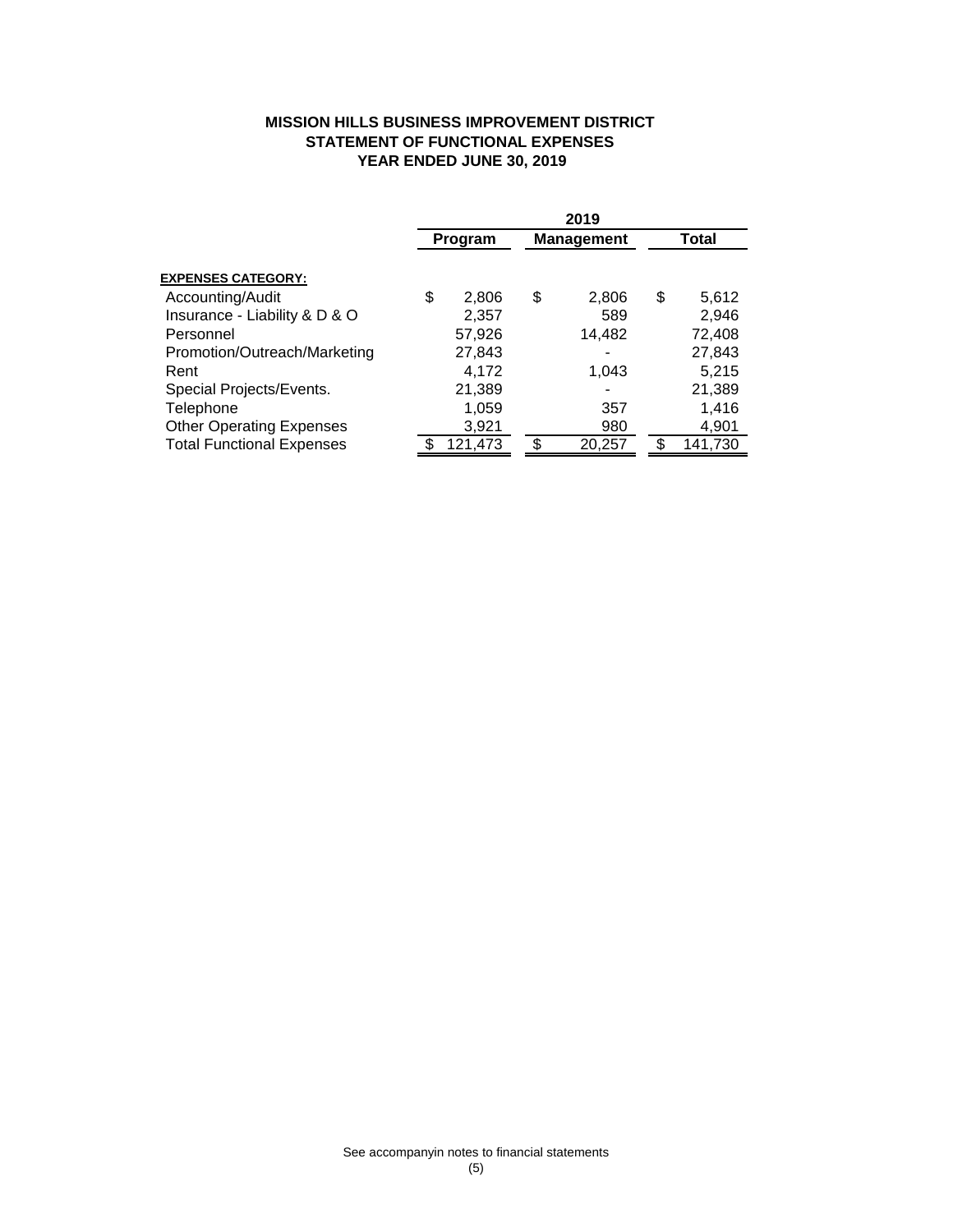**MISSION HILLS BUSINESS IMPROVEMENT DISTRICT**
**STATEMENT OF FUNCTIONAL EXPENSES**
**YEAR ENDED JUNE 30, 2019**

| | 2019 | | |
|---|---|---|---|
| | **Program** | **Management** | **Total** |
| **EXPENSES CATEGORY:** | | | |
| Accounting/Audit | $ 2,806 | $ 2,806 | $ 5,612 |
| Insurance - Liability & D & O | 2,357 | 589 | 2,946 |
| Personnel | 57,926 | 14,482 | 72,408 |
| Promotion/Outreach/Marketing | 27,843 | - | 27,843 |
| Rent | 4,172 | 1,043 | 5,215 |
| Special Projects/Events. | 21,389 | - | 21,389 |
| Telephone | 1,059 | 357 | 1,416 |
| Other Operating Expenses | 3,921 | 980 | 4,901 |
| Total Functional Expenses | $ 121,473 | $ 20,257 | $ 141,730 |

See accompanyin notes to financial statements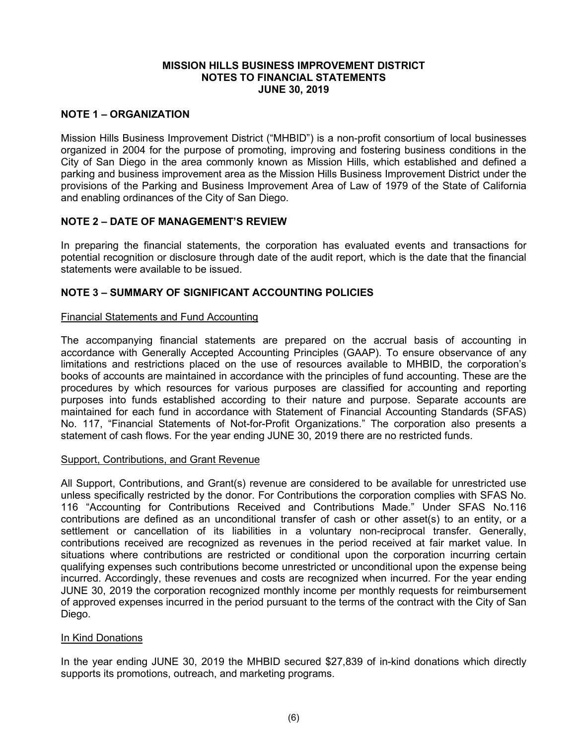# MISSION HILLS BUSINESS IMPROVEMENT DISTRICT
## NOTES TO FINANCIAL STATEMENTS
## JUNE 30, 2019

### NOTE 1 – ORGANIZATION

Mission Hills Business Improvement District ("MHBID") is a non-profit consortium of local businesses organized in 2004 for the purpose of promoting, improving and fostering business conditions in the City of San Diego in the area commonly known as Mission Hills, which established and defined a parking and business improvement area as the Mission Hills Business Improvement District under the provisions of the Parking and Business Improvement Area of Law of 1979 of the State of California and enabling ordinances of the City of San Diego.

### NOTE 2 – DATE OF MANAGEMENT'S REVIEW

In preparing the financial statements, the corporation has evaluated events and transactions for potential recognition or disclosure through date of the audit report, which is the date that the financial statements were available to be issued.

### NOTE 3 – SUMMARY OF SIGNIFICANT ACCOUNTING POLICIES

<u>Financial Statements and Fund Accounting</u>

The accompanying financial statements are prepared on the accrual basis of accounting in accordance with Generally Accepted Accounting Principles (GAAP). To ensure observance of any limitations and restrictions placed on the use of resources available to MHBID, the corporation's books of accounts are maintained in accordance with the principles of fund accounting. These are the procedures by which resources for various purposes are classified for accounting and reporting purposes into funds established according to their nature and purpose. Separate accounts are maintained for each fund in accordance with Statement of Financial Accounting Standards (SFAS) No. 117, "Financial Statements of Not-for-Profit Organizations." The corporation also presents a statement of cash flows. For the year ending JUNE 30, 2019 there are no restricted funds.

<u>Support, Contributions, and Grant Revenue</u>

All Support, Contributions, and Grant(s) revenue are considered to be available for unrestricted use unless specifically restricted by the donor. For Contributions the corporation complies with SFAS No. 116 "Accounting for Contributions Received and Contributions Made." Under SFAS No.116 contributions are defined as an unconditional transfer of cash or other asset(s) to an entity, or a settlement or cancellation of its liabilities in a voluntary non-reciprocal transfer. Generally, contributions received are recognized as revenues in the period received at fair market value. In situations where contributions are restricted or conditional upon the corporation incurring certain qualifying expenses such contributions become unrestricted or unconditional upon the expense being incurred. Accordingly, these revenues and costs are recognized when incurred. For the year ending JUNE 30, 2019 the corporation recognized monthly income per monthly requests for reimbursement of approved expenses incurred in the period pursuant to the terms of the contract with the City of San Diego.

<u>In Kind Donations</u>

In the year ending JUNE 30, 2019 the MHBID secured $27,839 of in-kind donations which directly supports its promotions, outreach, and marketing programs.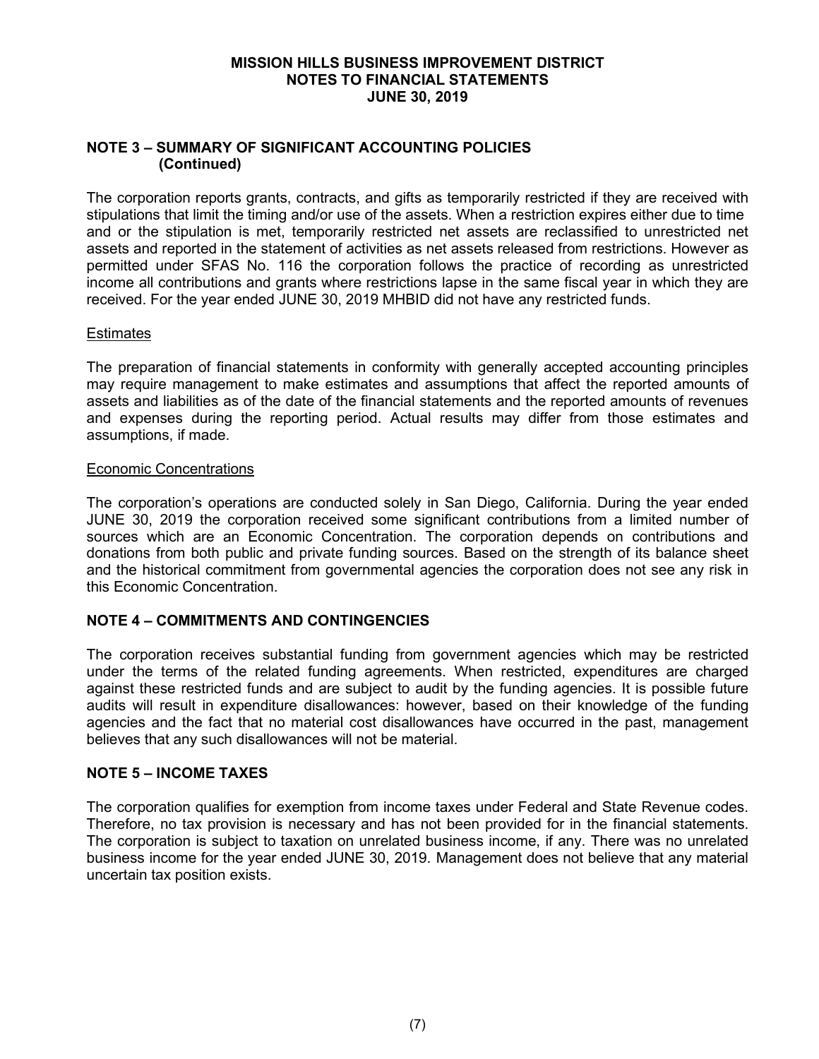# MISSION HILLS BUSINESS IMPROVEMENT DISTRICT
## NOTES TO FINANCIAL STATEMENTS
## JUNE 30, 2019

## NOTE 3 – SUMMARY OF SIGNIFICANT ACCOUNTING POLICIES (Continued)

The corporation reports grants, contracts, and gifts as temporarily restricted if they are received with stipulations that limit the timing and/or use of the assets. When a restriction expires either due to time and or the stipulation is met, temporarily restricted net assets are reclassified to unrestricted net assets and reported in the statement of activities as net assets released from restrictions. However as permitted under SFAS No. 116 the corporation follows the practice of recording as unrestricted income all contributions and grants where restrictions lapse in the same fiscal year in which they are received. For the year ended JUNE 30, 2019 MHBID did not have any restricted funds.

### Estimates

The preparation of financial statements in conformity with generally accepted accounting principles may require management to make estimates and assumptions that affect the reported amounts of assets and liabilities as of the date of the financial statements and the reported amounts of revenues and expenses during the reporting period. Actual results may differ from those estimates and assumptions, if made.

### Economic Concentrations

The corporation's operations are conducted solely in San Diego, California. During the year ended JUNE 30, 2019 the corporation received some significant contributions from a limited number of sources which are an Economic Concentration. The corporation depends on contributions and donations from both public and private funding sources. Based on the strength of its balance sheet and the historical commitment from governmental agencies the corporation does not see any risk in this Economic Concentration.

## NOTE 4 – COMMITMENTS AND CONTINGENCIES

The corporation receives substantial funding from government agencies which may be restricted under the terms of the related funding agreements. When restricted, expenditures are charged against these restricted funds and are subject to audit by the funding agencies. It is possible future audits will result in expenditure disallowances: however, based on their knowledge of the funding agencies and the fact that no material cost disallowances have occurred in the past, management believes that any such disallowances will not be material.

## NOTE 5 – INCOME TAXES

The corporation qualifies for exemption from income taxes under Federal and State Revenue codes. Therefore, no tax provision is necessary and has not been provided for in the financial statements. The corporation is subject to taxation on unrelated business income, if any. There was no unrelated business income for the year ended JUNE 30, 2019. Management does not believe that any material uncertain tax position exists.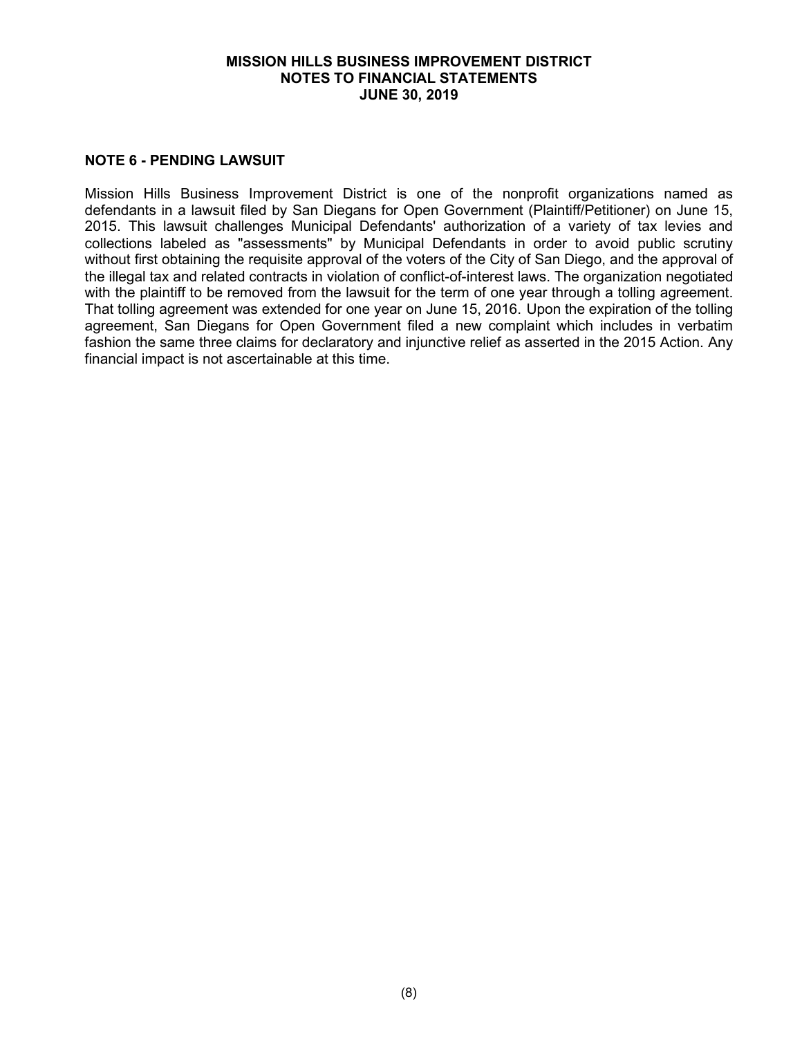## NOTE 6 - PENDING LAWSUIT

Mission Hills Business Improvement District is one of the nonprofit organizations named as defendants in a lawsuit filed by San Diegans for Open Government (Plaintiff/Petitioner) on June 15, 2015. This lawsuit challenges Municipal Defendants' authorization of a variety of tax levies and collections labeled as "assessments" by Municipal Defendants in order to avoid public scrutiny without first obtaining the requisite approval of the voters of the City of San Diego, and the approval of the illegal tax and related contracts in violation of conflict-of-interest laws. The organization negotiated with the plaintiff to be removed from the lawsuit for the term of one year through a tolling agreement. That tolling agreement was extended for one year on June 15, 2016. Upon the expiration of the tolling agreement, San Diegans for Open Government filed a new complaint which includes in verbatim fashion the same three claims for declaratory and injunctive relief as asserted in the 2015 Action. Any financial impact is not ascertainable at this time.